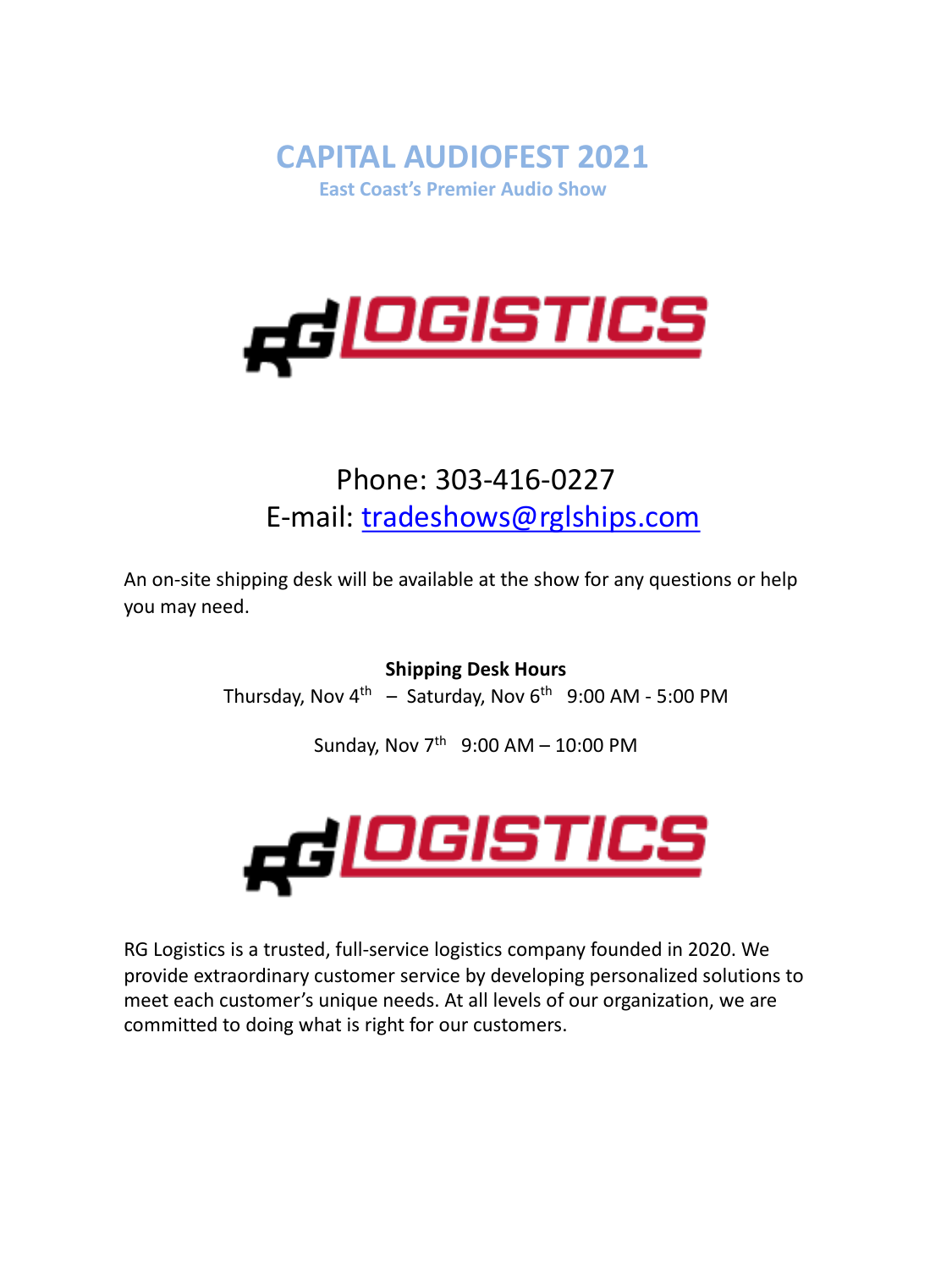# CAPITAL AUDIOFEST 2021

**East Coast's Premier Audio Show**

Phone: 303-416-0227

E-mail: tradeshows@rglships.com

An on-site shipping desk will be available at the show for any questions or help you may need.

**Shipping Desk Hours**

Thursday, Nov 4th – Saturday, Nov 6th 9:00 AM - 5:00 PM

Sunday, Nov 7th 9:00 AM – 10:00 PM

RG Logistics is a trusted, full-service logistics company founded in 2020. We provide extraordinary customer service by developing personalized solutions to meet each customer's unique needs. At all levels of our organization, we are committed to doing what is right for our customers.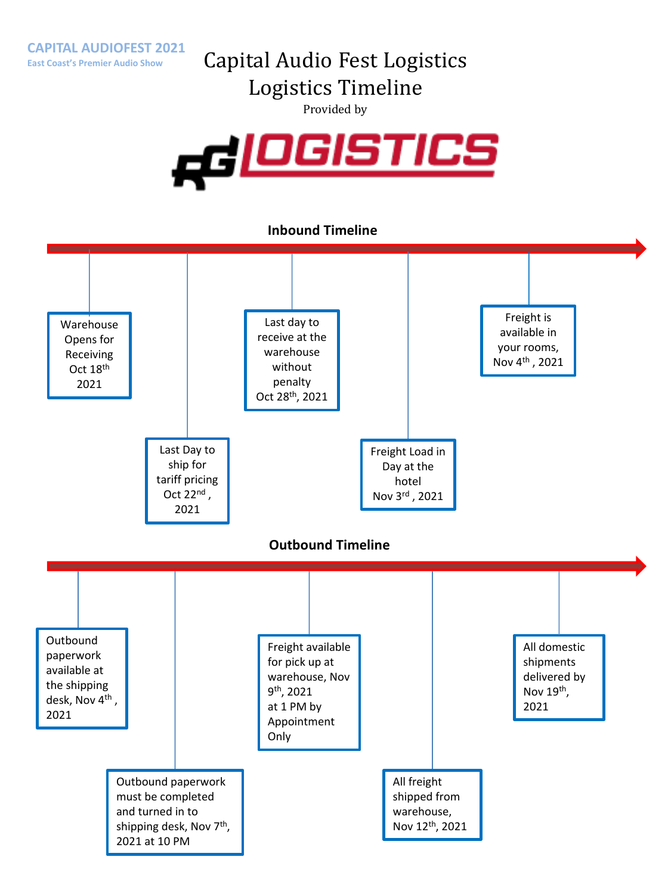CAPITAL AUDIOFEST 2021

East Coast's Premier Audio Show

# Capital Audio Fest Logistics
# Logistics Timeline

Provided by

RG LOGISTICS

## Inbound Timeline

- Warehouse Opens for Receiving Oct 18th 2021
- Last Day to ship for tariff pricing Oct 22nd , 2021
- Last day to receive at the warehouse without penalty Oct 28th, 2021
- Freight Load in Day at the hotel Nov 3rd , 2021
- Freight is available in your rooms, Nov 4th , 2021

## Outbound Timeline

- Outbound paperwork available at the shipping desk, Nov 4th , 2021
- Outbound paperwork must be completed and turned in to shipping desk, Nov 7th, 2021 at 10 PM
- Freight available for pick up at warehouse, Nov 9th, 2021 at 1 PM by Appointment Only
- All freight shipped from warehouse, Nov 12th, 2021
- All domestic shipments delivered by Nov 19th, 2021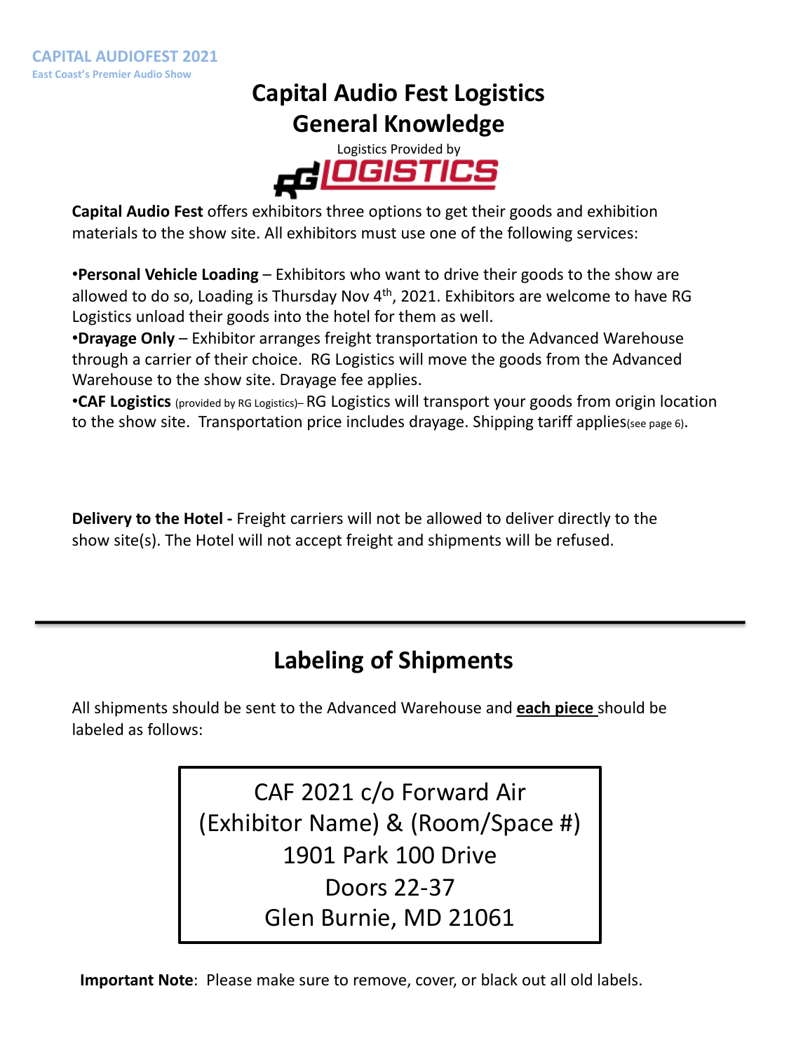# Capital Audio Fest Logistics
# General Knowledge

Logistics Provided by

RG LOGISTICS

**Capital Audio Fest** offers exhibitors three options to get their goods and exhibition materials to the show site. All exhibitors must use one of the following services:

- **Personal Vehicle Loading** – Exhibitors who want to drive their goods to the show are allowed to do so, Loading is Thursday Nov 4th, 2021. Exhibitors are welcome to have RG Logistics unload their goods into the hotel for them as well.
- **Drayage Only** – Exhibitor arranges freight transportation to the Advanced Warehouse through a carrier of their choice. RG Logistics will move the goods from the Advanced Warehouse to the show site. Drayage fee applies.
- **CAF Logistics** (provided by RG Logistics)– RG Logistics will transport your goods from origin location to the show site. Transportation price includes drayage. Shipping tariff applies(see page 6).

**Delivery to the Hotel -** Freight carriers will not be allowed to deliver directly to the show site(s). The Hotel will not accept freight and shipments will be refused.

---

## Labeling of Shipments

All shipments should be sent to the Advanced Warehouse and **each piece** should be labeled as follows:

> CAF 2021 c/o Forward Air
> (Exhibitor Name) & (Room/Space #)
> 1901 Park 100 Drive
> Doors 22-37
> Glen Burnie, MD 21061

**Important Note**: Please make sure to remove, cover, or black out all old labels.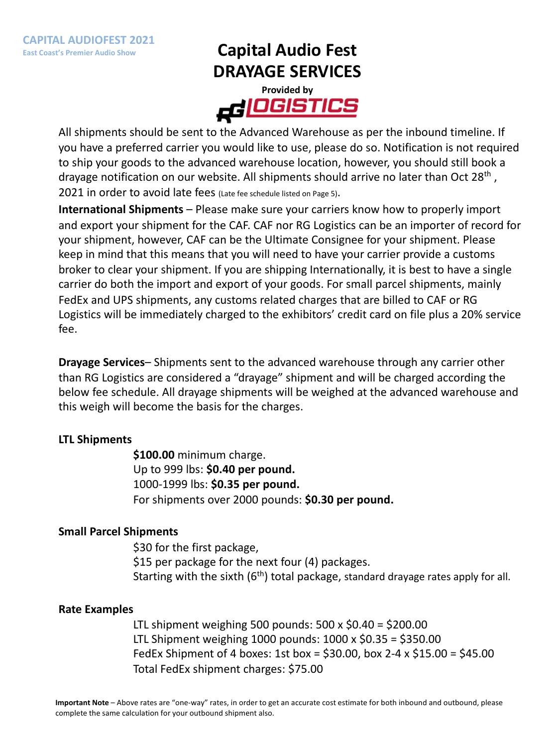# Capital Audio Fest
# DRAYAGE SERVICES

**Provided by**

**RG LOGISTICS**

All shipments should be sent to the Advanced Warehouse as per the inbound timeline. If you have a preferred carrier you would like to use, please do so. Notification is not required to ship your goods to the advanced warehouse location, however, you should still book a drayage notification on our website. All shipments should arrive no later than Oct 28th , 2021 in order to avoid late fees (Late fee schedule listed on Page 5).

**International Shipments** – Please make sure your carriers know how to properly import and export your shipment for the CAF. CAF nor RG Logistics can be an importer of record for your shipment, however, CAF can be the Ultimate Consignee for your shipment. Please keep in mind that this means that you will need to have your carrier provide a customs broker to clear your shipment. If you are shipping Internationally, it is best to have a single carrier do both the import and export of your goods. For small parcel shipments, mainly FedEx and UPS shipments, any customs related charges that are billed to CAF or RG Logistics will be immediately charged to the exhibitors' credit card on file plus a 20% service fee.

**Drayage Services**– Shipments sent to the advanced warehouse through any carrier other than RG Logistics are considered a "drayage" shipment and will be charged according the below fee schedule. All drayage shipments will be weighed at the advanced warehouse and this weigh will become the basis for the charges.

### LTL Shipments

**$100.00** minimum charge.
Up to 999 lbs: **$0.40 per pound.**
1000-1999 lbs: **$0.35 per pound.**
For shipments over 2000 pounds: **$0.30 per pound.**

### Small Parcel Shipments

$30 for the first package,
$15 per package for the next four (4) packages.
Starting with the sixth (6th) total package, standard drayage rates apply for all.

### Rate Examples

LTL shipment weighing 500 pounds: 500 x $0.40 = $200.00
LTL Shipment weighing 1000 pounds: 1000 x $0.35 = $350.00
FedEx Shipment of 4 boxes: 1st box = $30.00, box 2-4 x $15.00 = $45.00
Total FedEx shipment charges: $75.00

**Important Note** – Above rates are "one-way" rates, in order to get an accurate cost estimate for both inbound and outbound, please complete the same calculation for your outbound shipment also.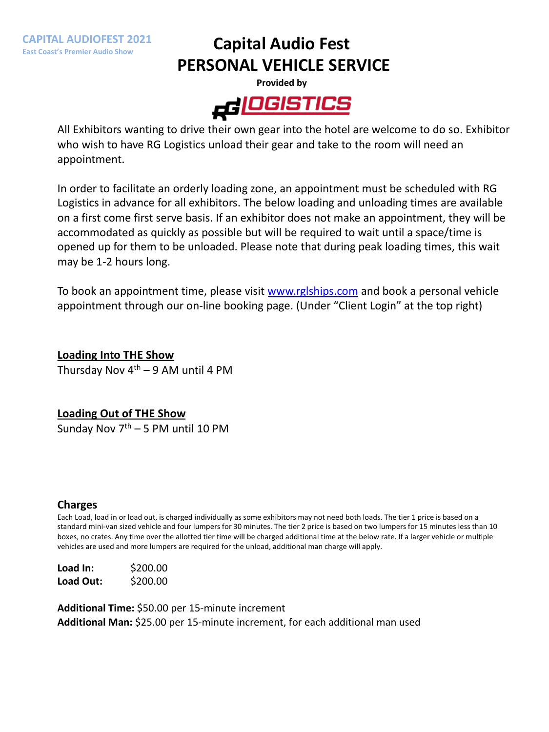CAPITAL AUDIOFEST 2021
East Coast's Premier Audio Show

# Capital Audio Fest
# PERSONAL VEHICLE SERVICE

**Provided by**

RG LOGISTICS

All Exhibitors wanting to drive their own gear into the hotel are welcome to do so. Exhibitor who wish to have RG Logistics unload their gear and take to the room will need an appointment.

In order to facilitate an orderly loading zone, an appointment must be scheduled with RG Logistics in advance for all exhibitors. The below loading and unloading times are available on a first come first serve basis. If an exhibitor does not make an appointment, they will be accommodated as quickly as possible but will be required to wait until a space/time is opened up for them to be unloaded. Please note that during peak loading times, this wait may be 1-2 hours long.

To book an appointment time, please visit [www.rglships.com](http://www.rglships.com) and book a personal vehicle appointment through our on-line booking page. (Under "Client Login" at the top right)

**Loading Into THE Show**
Thursday Nov 4th – 9 AM until 4 PM

**Loading Out of THE Show**
Sunday Nov 7th – 5 PM until 10 PM

### Charges

Each Load, load in or load out, is charged individually as some exhibitors may not need both loads. The tier 1 price is based on a standard mini-van sized vehicle and four lumpers for 30 minutes. The tier 2 price is based on two lumpers for 15 minutes less than 10 boxes, no crates. Any time over the allotted tier time will be charged additional time at the below rate. If a larger vehicle or multiple vehicles are used and more lumpers are required for the unload, additional man charge will apply.

**Load In:** $200.00
**Load Out:** $200.00

**Additional Time:** $50.00 per 15-minute increment
**Additional Man:** $25.00 per 15-minute increment, for each additional man used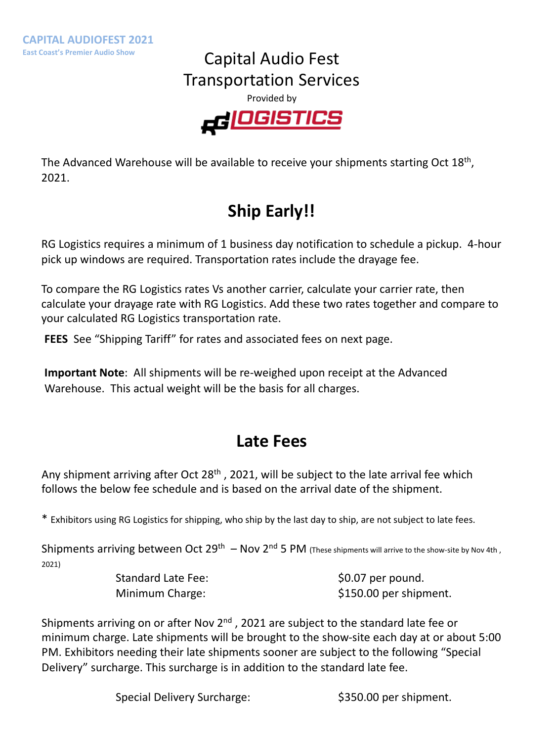CAPITAL AUDIOFEST 2021
East Coast's Premier Audio Show

# Capital Audio Fest Transportation Services

Provided by

RG LOGISTICS

The Advanced Warehouse will be available to receive your shipments starting Oct 18th, 2021.

## Ship Early!!

RG Logistics requires a minimum of 1 business day notification to schedule a pickup. 4-hour pick up windows are required. Transportation rates include the drayage fee.

To compare the RG Logistics rates Vs another carrier, calculate your carrier rate, then calculate your drayage rate with RG Logistics. Add these two rates together and compare to your calculated RG Logistics transportation rate.

**FEES** See "Shipping Tariff" for rates and associated fees on next page.

**Important Note**: All shipments will be re-weighed upon receipt at the Advanced Warehouse. This actual weight will be the basis for all charges.

## Late Fees

Any shipment arriving after Oct 28th , 2021, will be subject to the late arrival fee which follows the below fee schedule and is based on the arrival date of the shipment.

* Exhibitors using RG Logistics for shipping, who ship by the last day to ship, are not subject to late fees.

Shipments arriving between Oct 29th – Nov 2nd 5 PM (These shipments will arrive to the show-site by Nov 4th , 2021)

| | |
|---|---|
| Standard Late Fee: | $0.07 per pound. |
| Minimum Charge: | $150.00 per shipment. |

Shipments arriving on or after Nov 2nd , 2021 are subject to the standard late fee or minimum charge. Late shipments will be brought to the show-site each day at or about 5:00 PM. Exhibitors needing their late shipments sooner are subject to the following "Special Delivery" surcharge. This surcharge is in addition to the standard late fee.

| | |
|---|---|
| Special Delivery Surcharge: | $350.00 per shipment. |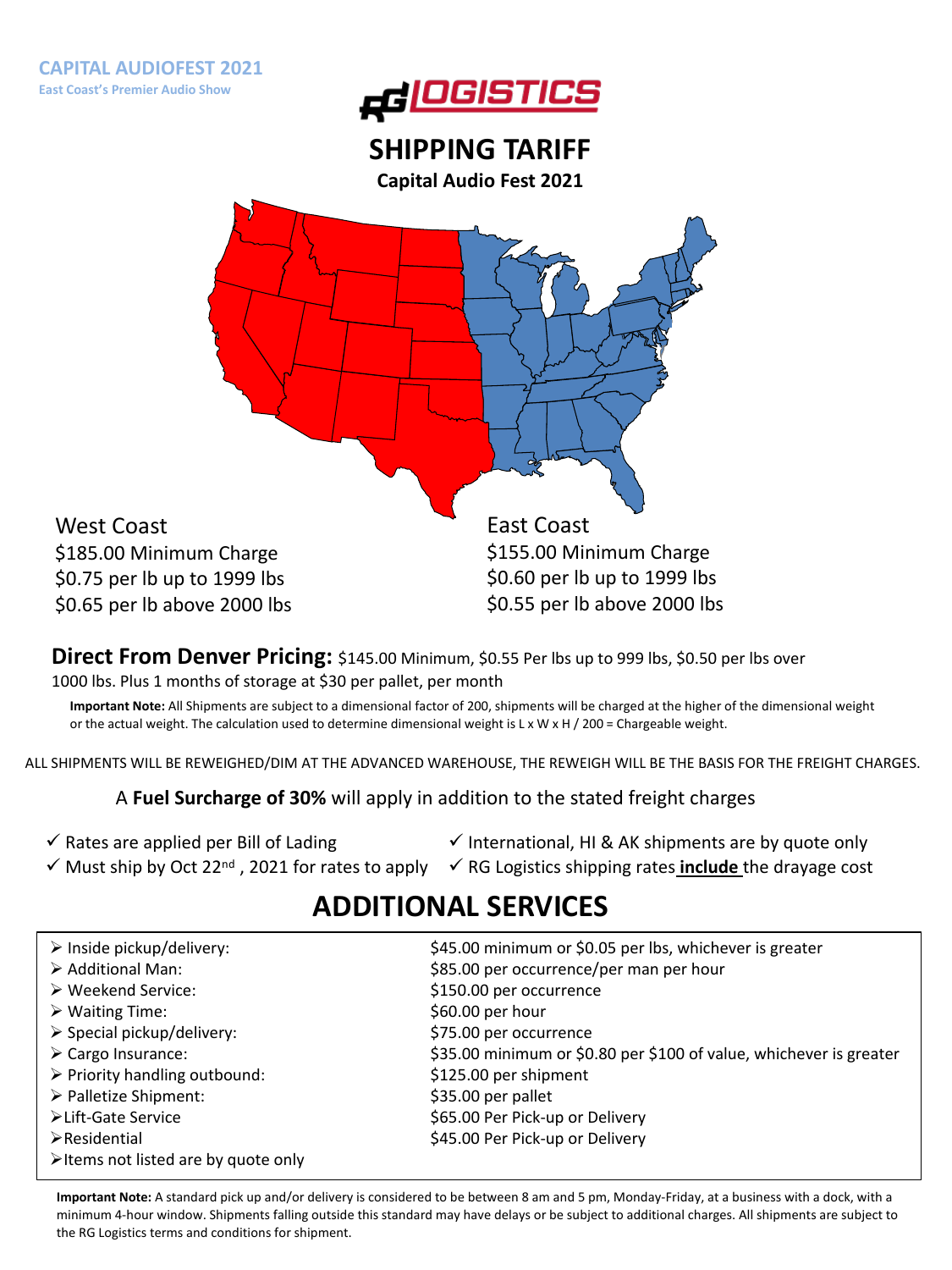CAPITAL AUDIOFEST 2021
East Coast's Premier Audio Show

RG LOGISTICS

# SHIPPING TARIFF

## Capital Audio Fest 2021

**West Coast**
$185.00 Minimum Charge
$0.75 per lb up to 1999 lbs
$0.65 per lb above 2000 lbs

**East Coast**
$155.00 Minimum Charge
$0.60 per lb up to 1999 lbs
$0.55 per lb above 2000 lbs

**Direct From Denver Pricing:** $145.00 Minimum, $0.55 Per lbs up to 999 lbs, $0.50 per lbs over 1000 lbs. Plus 1 months of storage at $30 per pallet, per month

**Important Note:** All Shipments are subject to a dimensional factor of 200, shipments will be charged at the higher of the dimensional weight or the actual weight. The calculation used to determine dimensional weight is L x W x H / 200 = Chargeable weight.

ALL SHIPMENTS WILL BE REWEIGHED/DIM AT THE ADVANCED WAREHOUSE, THE REWEIGH WILL BE THE BASIS FOR THE FREIGHT CHARGES.

A **Fuel Surcharge of 30%** will apply in addition to the stated freight charges

- ✓ Rates are applied per Bill of Lading
- ✓ Must ship by Oct 22nd, 2021 for rates to apply
- ✓ International, HI & AK shipments are by quote only
- ✓ RG Logistics shipping rates **include** the drayage cost

# ADDITIONAL SERVICES

| Service | Rate |
|---|---|
| Inside pickup/delivery: | $45.00 minimum or $0.05 per lbs, whichever is greater |
| Additional Man: | $85.00 per occurrence/per man per hour |
| Weekend Service: | $150.00 per occurrence |
| Waiting Time: | $60.00 per hour |
| Special pickup/delivery: | $75.00 per occurrence |
| Cargo Insurance: | $35.00 minimum or $0.80 per $100 of value, whichever is greater |
| Priority handling outbound: | $125.00 per shipment |
| Palletize Shipment: | $35.00 per pallet |
| Lift-Gate Service | $65.00 Per Pick-up or Delivery |
| Residential | $45.00 Per Pick-up or Delivery |
| Items not listed are by quote only | |

**Important Note:** A standard pick up and/or delivery is considered to be between 8 am and 5 pm, Monday-Friday, at a business with a dock, with a minimum 4-hour window. Shipments falling outside this standard may have delays or be subject to additional charges. All shipments are subject to the RG Logistics terms and conditions for shipment.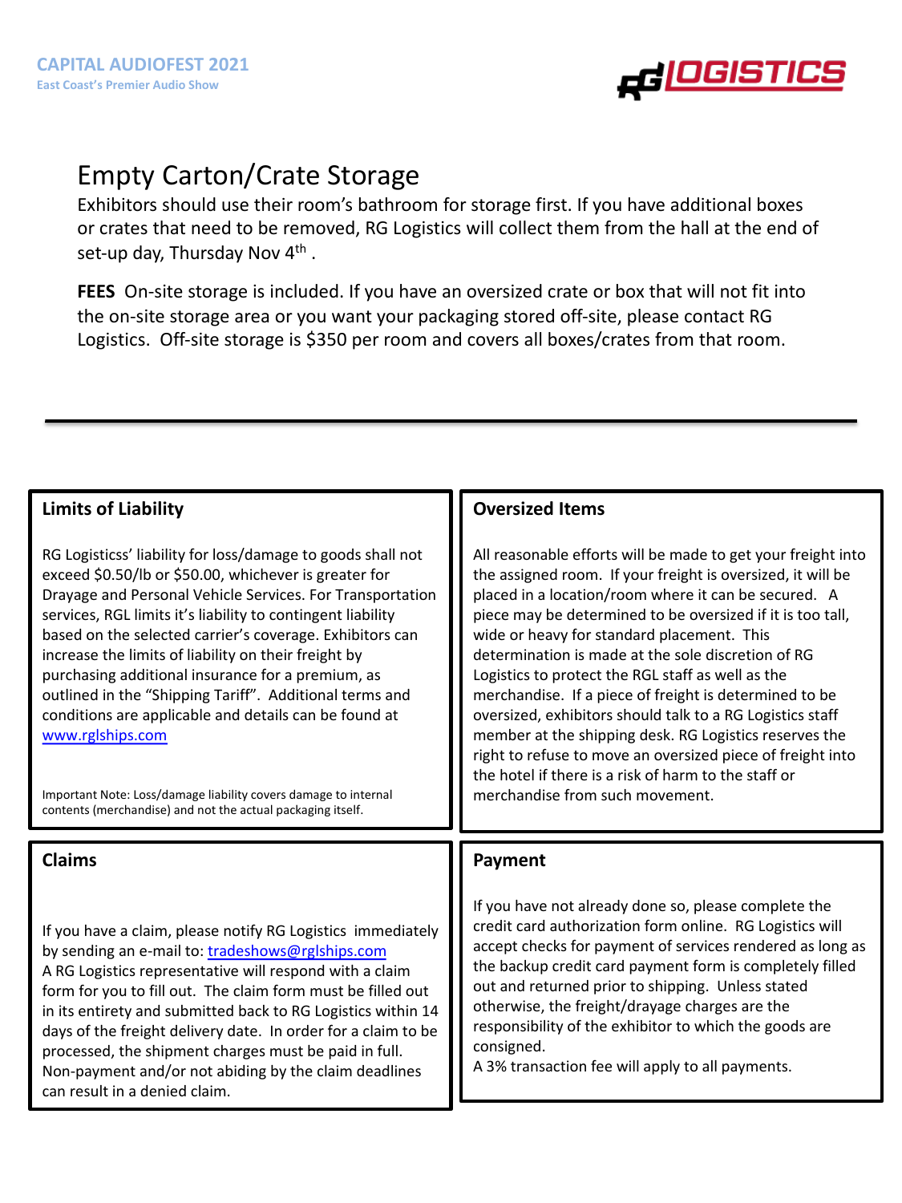# Empty Carton/Crate Storage

Exhibitors should use their room's bathroom for storage first. If you have additional boxes or crates that need to be removed, RG Logistics will collect them from the hall at the end of set-up day, Thursday Nov 4th .

**FEES** On-site storage is included. If you have an oversized crate or box that will not fit into the on-site storage area or you want your packaging stored off-site, please contact RG Logistics. Off-site storage is $350 per room and covers all boxes/crates from that room.

---

## Limits of Liability

RG Logisticss' liability for loss/damage to goods shall not exceed $0.50/lb or $50.00, whichever is greater for Drayage and Personal Vehicle Services. For Transportation services, RGL limits it's liability to contingent liability based on the selected carrier's coverage. Exhibitors can increase the limits of liability on their freight by purchasing additional insurance for a premium, as outlined in the "Shipping Tariff". Additional terms and conditions are applicable and details can be found at www.rglships.com

Important Note: Loss/damage liability covers damage to internal contents (merchandise) and not the actual packaging itself.

## Oversized Items

All reasonable efforts will be made to get your freight into the assigned room. If your freight is oversized, it will be placed in a location/room where it can be secured. A piece may be determined to be oversized if it is too tall, wide or heavy for standard placement. This determination is made at the sole discretion of RG Logistics to protect the RGL staff as well as the merchandise. If a piece of freight is determined to be oversized, exhibitors should talk to a RG Logistics staff member at the shipping desk. RG Logistics reserves the right to refuse to move an oversized piece of freight into the hotel if there is a risk of harm to the staff or merchandise from such movement.

## Claims

If you have a claim, please notify RG Logistics immediately by sending an e-mail to: tradeshows@rglships.com
A RG Logistics representative will respond with a claim form for you to fill out. The claim form must be filled out in its entirety and submitted back to RG Logistics within 14 days of the freight delivery date. In order for a claim to be processed, the shipment charges must be paid in full. Non-payment and/or not abiding by the claim deadlines can result in a denied claim.

## Payment

If you have not already done so, please complete the credit card authorization form online. RG Logistics will accept checks for payment of services rendered as long as the backup credit card payment form is completely filled out and returned prior to shipping. Unless stated otherwise, the freight/drayage charges are the responsibility of the exhibitor to which the goods are consigned.
A 3% transaction fee will apply to all payments.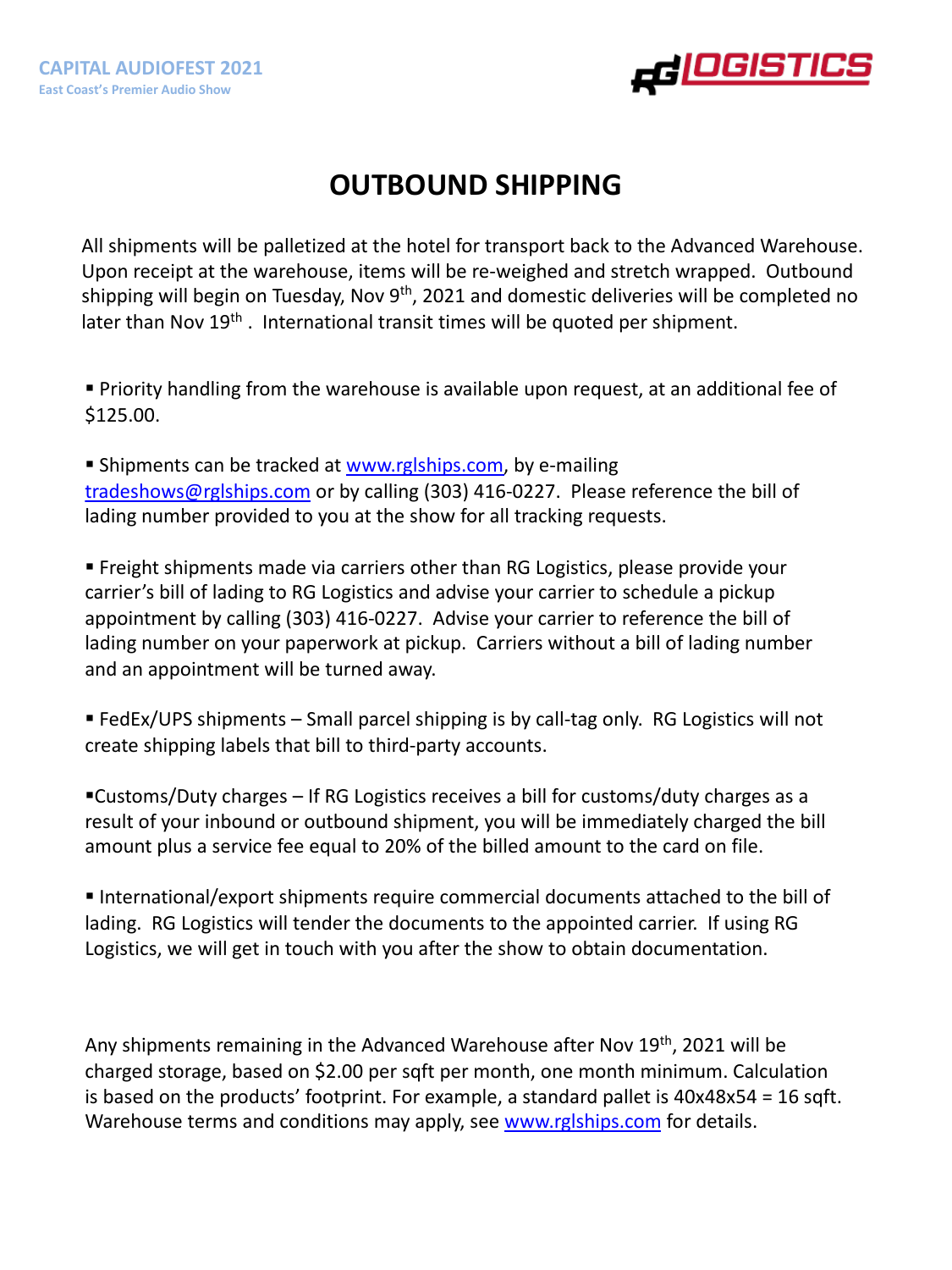# OUTBOUND SHIPPING

All shipments will be palletized at the hotel for transport back to the Advanced Warehouse. Upon receipt at the warehouse, items will be re-weighed and stretch wrapped. Outbound shipping will begin on Tuesday, Nov 9th, 2021 and domestic deliveries will be completed no later than Nov 19th . International transit times will be quoted per shipment.

- Priority handling from the warehouse is available upon request, at an additional fee of $125.00.

- Shipments can be tracked at www.rglships.com, by e-mailing tradeshows@rglships.com or by calling (303) 416-0227. Please reference the bill of lading number provided to you at the show for all tracking requests.

- Freight shipments made via carriers other than RG Logistics, please provide your carrier's bill of lading to RG Logistics and advise your carrier to schedule a pickup appointment by calling (303) 416-0227. Advise your carrier to reference the bill of lading number on your paperwork at pickup. Carriers without a bill of lading number and an appointment will be turned away.

- FedEx/UPS shipments – Small parcel shipping is by call-tag only. RG Logistics will not create shipping labels that bill to third-party accounts.

- Customs/Duty charges – If RG Logistics receives a bill for customs/duty charges as a result of your inbound or outbound shipment, you will be immediately charged the bill amount plus a service fee equal to 20% of the billed amount to the card on file.

- International/export shipments require commercial documents attached to the bill of lading. RG Logistics will tender the documents to the appointed carrier. If using RG Logistics, we will get in touch with you after the show to obtain documentation.

Any shipments remaining in the Advanced Warehouse after Nov 19th, 2021 will be charged storage, based on $2.00 per sqft per month, one month minimum. Calculation is based on the products' footprint. For example, a standard pallet is 40x48x54 = 16 sqft. Warehouse terms and conditions may apply, see www.rglships.com for details.